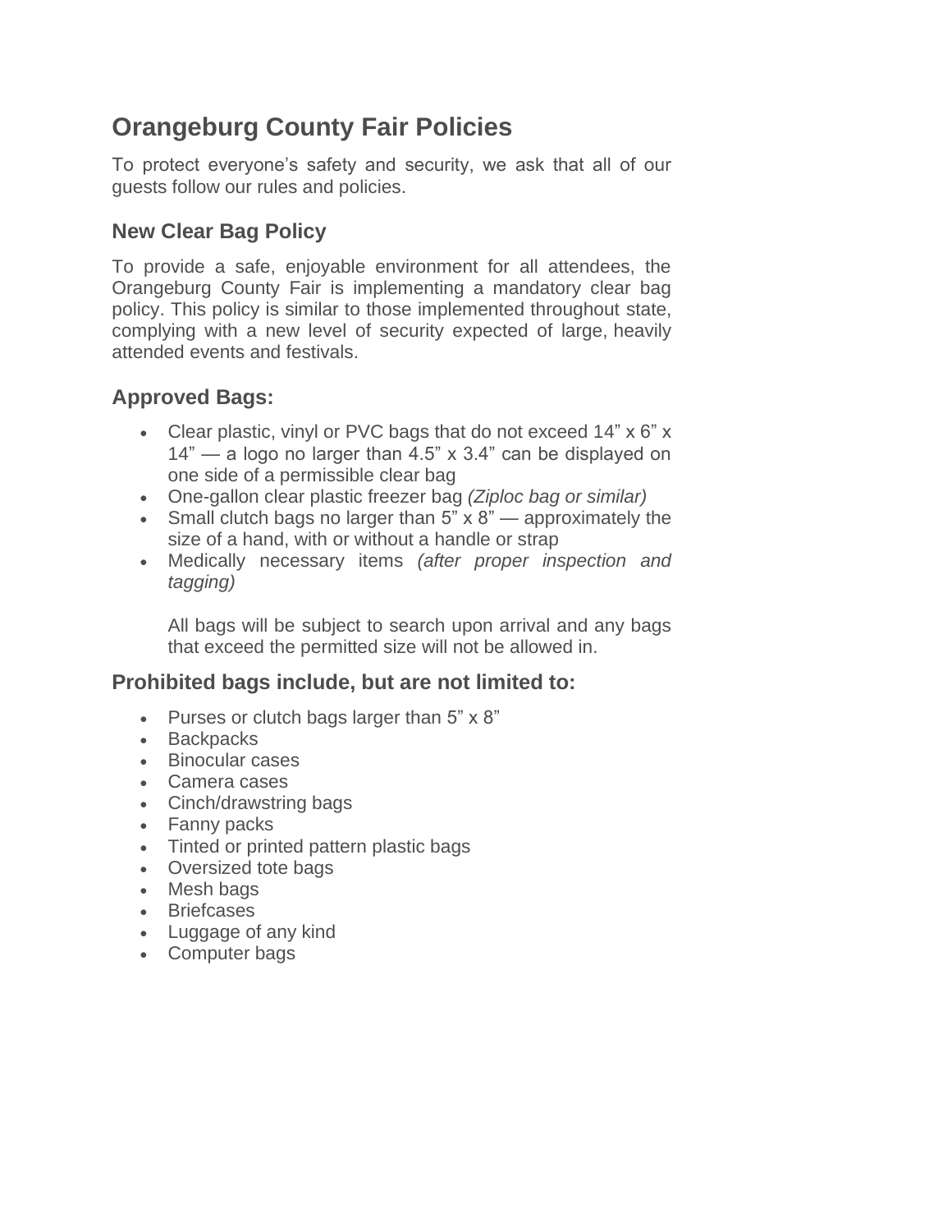# Orangeburg County Fair Policies

To protect everyone's safety and security, we ask that all of our guests follow our rules and policies.

## New Clear Bag Policy

To provide a safe, enjoyable environment for all attendees, the Orangeburg County Fair is implementing a mandatory clear bag policy. This policy is similar to those implemented throughout state, complying with a new level of security expected of large, heavily attended events and festivals.

## Approved Bags:

- Clear plastic, vinyl or PVC bags that do not exceed 14" x 6" x 14" — a logo no larger than 4.5" x 3.4" can be displayed on one side of a permissible clear bag
- One-gallon clear plastic freezer bag *(Ziploc bag or similar)*
- Small clutch bags no larger than 5" x 8" — approximately the size of a hand, with or without a handle or strap
- Medically necessary items *(after proper inspection and tagging)*

  All bags will be subject to search upon arrival and any bags that exceed the permitted size will not be allowed in.

## Prohibited bags include, but are not limited to:

- Purses or clutch bags larger than 5" x 8"
- Backpacks
- Binocular cases
- Camera cases
- Cinch/drawstring bags
- Fanny packs
- Tinted or printed pattern plastic bags
- Oversized tote bags
- Mesh bags
- Briefcases
- Luggage of any kind
- Computer bags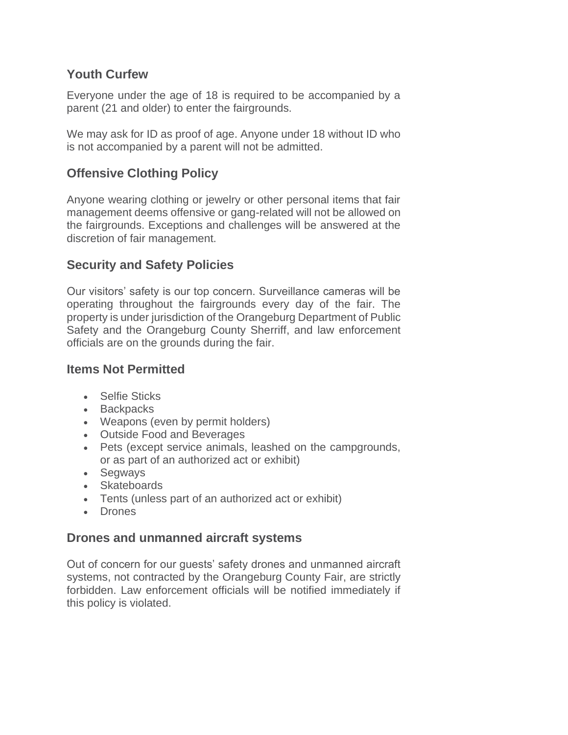## Youth Curfew

Everyone under the age of 18 is required to be accompanied by a parent (21 and older) to enter the fairgrounds.

We may ask for ID as proof of age. Anyone under 18 without ID who is not accompanied by a parent will not be admitted.

## Offensive Clothing Policy

Anyone wearing clothing or jewelry or other personal items that fair management deems offensive or gang-related will not be allowed on the fairgrounds. Exceptions and challenges will be answered at the discretion of fair management.

## Security and Safety Policies

Our visitors' safety is our top concern. Surveillance cameras will be operating throughout the fairgrounds every day of the fair. The property is under jurisdiction of the Orangeburg Department of Public Safety and the Orangeburg County Sherriff, and law enforcement officials are on the grounds during the fair.

## Items Not Permitted

- Selfie Sticks
- Backpacks
- Weapons (even by permit holders)
- Outside Food and Beverages
- Pets (except service animals, leashed on the campgrounds, or as part of an authorized act or exhibit)
- Segways
- Skateboards
- Tents (unless part of an authorized act or exhibit)
- Drones

## Drones and unmanned aircraft systems

Out of concern for our guests' safety drones and unmanned aircraft systems, not contracted by the Orangeburg County Fair, are strictly forbidden. Law enforcement officials will be notified immediately if this policy is violated.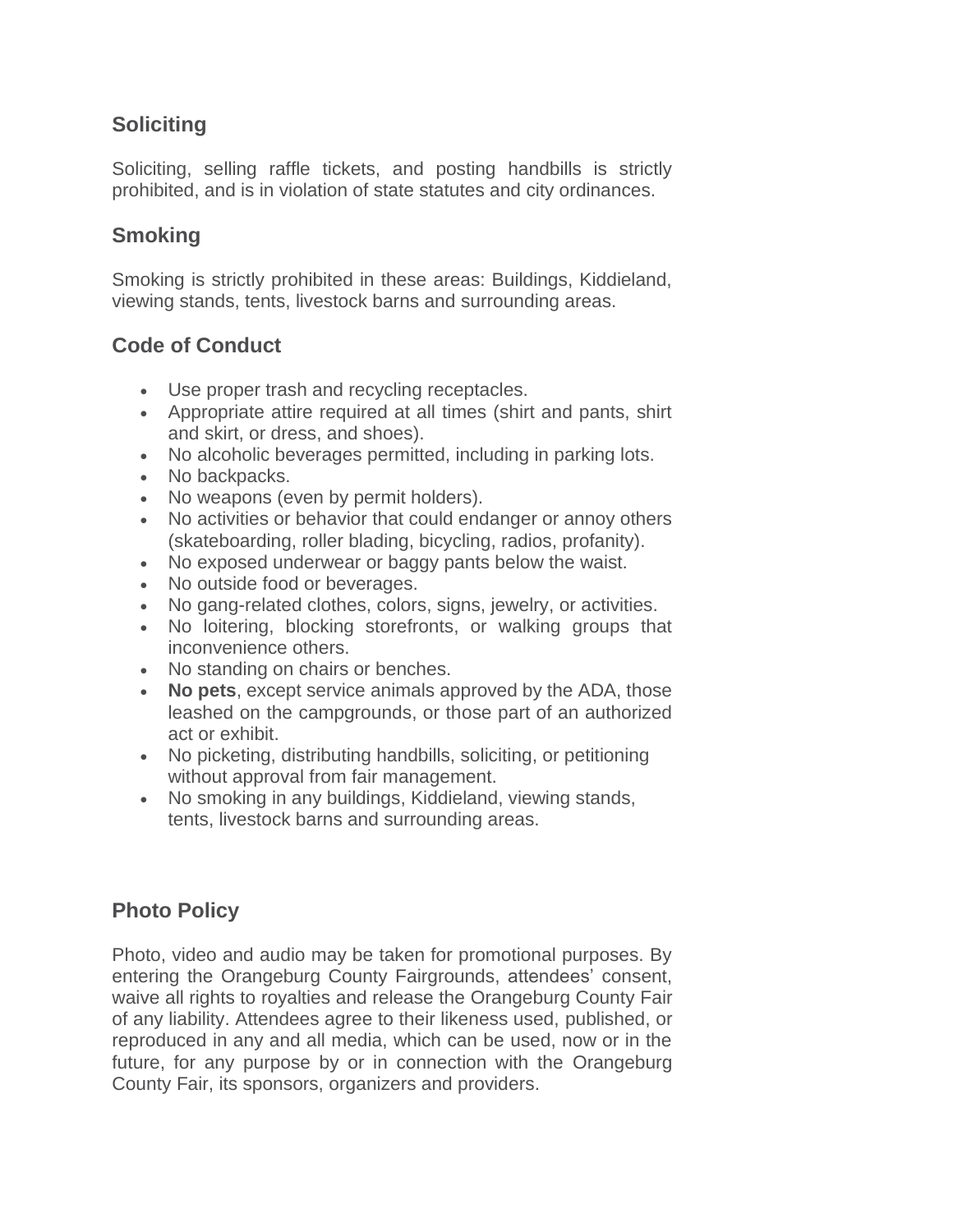## Soliciting

Soliciting, selling raffle tickets, and posting handbills is strictly prohibited, and is in violation of state statutes and city ordinances.

## Smoking

Smoking is strictly prohibited in these areas: Buildings, Kiddieland, viewing stands, tents, livestock barns and surrounding areas.

## Code of Conduct

- Use proper trash and recycling receptacles.
- Appropriate attire required at all times (shirt and pants, shirt and skirt, or dress, and shoes).
- No alcoholic beverages permitted, including in parking lots.
- No backpacks.
- No weapons (even by permit holders).
- No activities or behavior that could endanger or annoy others (skateboarding, roller blading, bicycling, radios, profanity).
- No exposed underwear or baggy pants below the waist.
- No outside food or beverages.
- No gang-related clothes, colors, signs, jewelry, or activities.
- No loitering, blocking storefronts, or walking groups that inconvenience others.
- No standing on chairs or benches.
- **No pets**, except service animals approved by the ADA, those leashed on the campgrounds, or those part of an authorized act or exhibit.
- No picketing, distributing handbills, soliciting, or petitioning without approval from fair management.
- No smoking in any buildings, Kiddieland, viewing stands, tents, livestock barns and surrounding areas.

## Photo Policy

Photo, video and audio may be taken for promotional purposes. By entering the Orangeburg County Fairgrounds, attendees' consent, waive all rights to royalties and release the Orangeburg County Fair of any liability. Attendees agree to their likeness used, published, or reproduced in any and all media, which can be used, now or in the future, for any purpose by or in connection with the Orangeburg County Fair, its sponsors, organizers and providers.